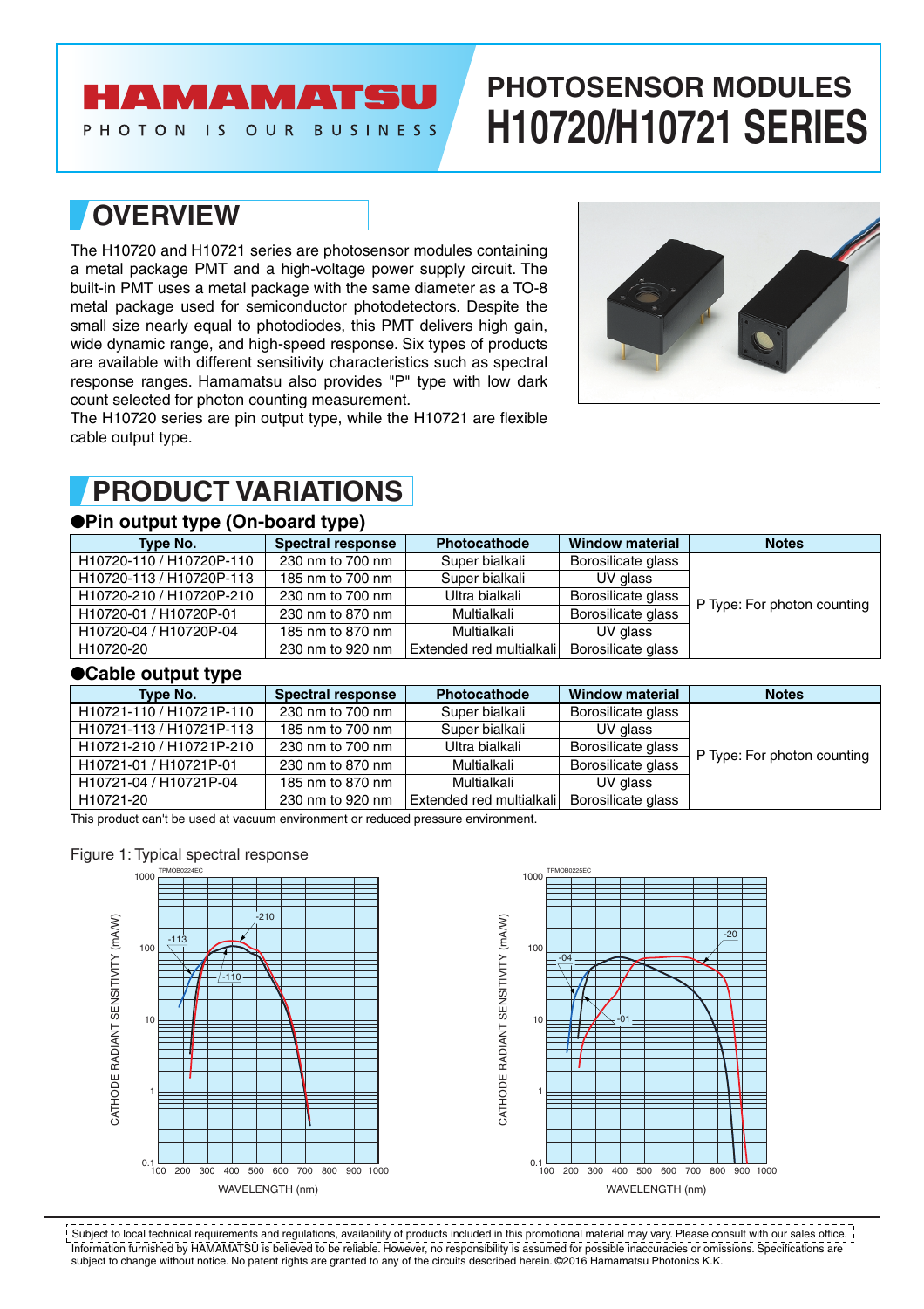# PHOTOSENSOR MODULES H10720/H10721 SERIES

## OVERVIEW

The H10720 and H10721 series are photosensor modules containing a metal package PMT and a high-voltage power supply circuit. The built-in PMT uses a metal package with the same diameter as a TO-8 metal package used for semiconductor photodetectors. Despite the small size nearly equal to photodiodes, this PMT delivers high gain, wide dynamic range, and high-speed response. Six types of products are available with different sensitivity characteristics such as spectral response ranges. Hamamatsu also provides "P" type with low dark count selected for photon counting measurement.

The H10720 series are pin output type, while the H10721 are flexible cable output type.

## PRODUCT VARIATIONS

### ●Pin output type (On-board type)

| Type No. | Spectral response | Photocathode | Window material | Notes |
|---|---|---|---|---|
| H10720-110 / H10720P-110 | 230 nm to 700 nm | Super bialkali | Borosilicate glass | P Type: For photon counting |
| H10720-113 / H10720P-113 | 185 nm to 700 nm | Super bialkali | UV glass | |
| H10720-210 / H10720P-210 | 230 nm to 700 nm | Ultra bialkali | Borosilicate glass | |
| H10720-01 / H10720P-01 | 230 nm to 870 nm | Multialkali | Borosilicate glass | |
| H10720-04 / H10720P-04 | 185 nm to 870 nm | Multialkali | UV glass | |
| H10720-20 | 230 nm to 920 nm | Extended red multialkali | Borosilicate glass | |

### ●Cable output type

| Type No. | Spectral response | Photocathode | Window material | Notes |
|---|---|---|---|---|
| H10721-110 / H10721P-110 | 230 nm to 700 nm | Super bialkali | Borosilicate glass | P Type: For photon counting |
| H10721-113 / H10721P-113 | 185 nm to 700 nm | Super bialkali | UV glass | |
| H10721-210 / H10721P-210 | 230 nm to 700 nm | Ultra bialkali | Borosilicate glass | |
| H10721-01 / H10721P-01 | 230 nm to 870 nm | Multialkali | Borosilicate glass | |
| H10721-04 / H10721P-04 | 185 nm to 870 nm | Multialkali | UV glass | |
| H10721-20 | 230 nm to 920 nm | Extended red multialkali | Borosilicate glass | |

This product can't be used at vacuum environment or reduced pressure environment.

Figure 1: Typical spectral response

Subject to local technical requirements and regulations, availability of products included in this promotional material may vary. Please consult with our sales office.
Information furnished by HAMAMATSU is believed to be reliable. However, no responsibility is assumed for possible inaccuracies or omissions. Specifications are subject to change without notice. No patent rights are granted to any of the circuits described herein. ©2016 Hamamatsu Photonics K.K.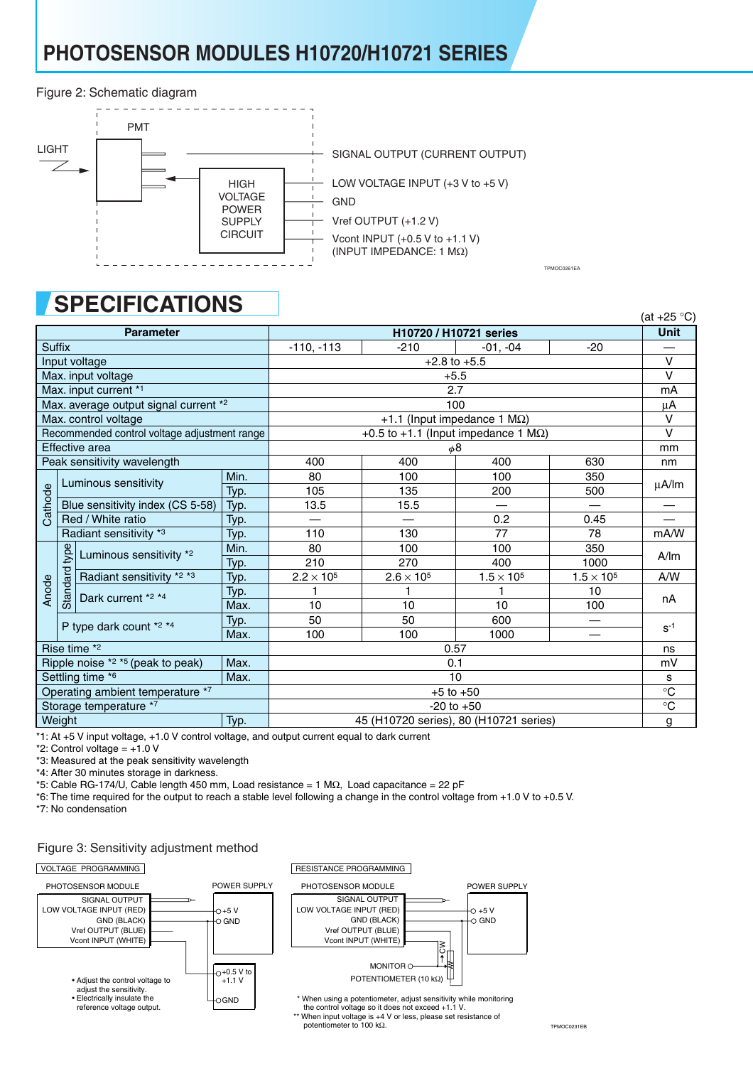# PHOTOSENSOR MODULES H10720/H10721 SERIES

Figure 2: Schematic diagram

PMT

LIGHT

HIGH VOLTAGE POWER SUPPLY CIRCUIT

SIGNAL OUTPUT (CURRENT OUTPUT)

LOW VOLTAGE INPUT (+3 V to +5 V)

GND

Vref OUTPUT (+1.2 V)

Vcont INPUT (+0.5 V to +1.1 V)
(INPUT IMPEDANCE: 1 MΩ)

TPMOC0261EA

## SPECIFICATIONS

(at +25 °C)

| Parameter | | | | H10720 / H10721 series | | | | Unit |
|---|---|---|---|---|---|---|---|---|
| Suffix | | | | -110, -113 | -210 | -01, -04 | -20 | — |
| Input voltage | | | | +2.8 to +5.5 | | | | V |
| Max. input voltage | | | | +5.5 | | | | V |
| Max. input current *1 | | | | 2.7 | | | | mA |
| Max. average output signal current *2 | | | | 100 | | | | µA |
| Max. control voltage | | | | +1.1 (Input impedance 1 MΩ) | | | | V |
| Recommended control voltage adjustment range | | | | +0.5 to +1.1 (Input impedance 1 MΩ) | | | | V |
| Effective area | | | | $\phi$8 | | | | mm |
| Peak sensitivity wavelength | | | | 400 | 400 | 400 | 630 | nm |
| Cathode | Luminous sensitivity | | Min. | 80 | 100 | 100 | 350 | µA/lm |
| | | | Typ. | 105 | 135 | 200 | 500 | |
| | Blue sensitivity index (CS 5-58) | | Typ. | 13.5 | 15.5 | — | — | — |
| | Red / White ratio | | Typ. | — | — | 0.2 | 0.45 | — |
| | Radiant sensitivity *3 | | Typ. | 110 | 130 | 77 | 78 | mA/W |
| Anode | Standard type | Luminous sensitivity *2 | Min. | 80 | 100 | 100 | 350 | A/lm |
| | | | Typ. | 210 | 270 | 400 | 1000 | |
| | | Radiant sensitivity *2 *3 | Typ. | $2.2 \times 10^5$ | $2.6 \times 10^5$ | $1.5 \times 10^5$ | $1.5 \times 10^5$ | A/W |
| | | Dark current *2 *4 | Typ. | 1 | 1 | 1 | 10 | nA |
| | | | Max. | 10 | 10 | 10 | 100 | |
| | P type dark count *2 *4 | | Typ. | 50 | 50 | 600 | — | $s^{-1}$ |
| | | | Max. | 100 | 100 | 1000 | — | |
| Rise time *2 | | | | 0.57 | | | | ns |
| Ripple noise *2 *5 (peak to peak) | | | Max. | 0.1 | | | | mV |
| Settling time *6 | | | Max. | 10 | | | | s |
| Operating ambient temperature *7 | | | | +5 to +50 | | | | °C |
| Storage temperature *7 | | | | -20 to +50 | | | | °C |
| Weight | | | Typ. | 45 (H10720 series), 80 (H10721 series) | | | | g |

*1: At +5 V input voltage, +1.0 V control voltage, and output current equal to dark current
*2: Control voltage = +1.0 V
*3: Measured at the peak sensitivity wavelength
*4: After 30 minutes storage in darkness.
*5: Cable RG-174/U, Cable length 450 mm, Load resistance = 1 MΩ, Load capacitance = 22 pF
*6: The time required for the output to reach a stable level following a change in the control voltage from +1.0 V to +0.5 V.
*7: No condensation

Figure 3: Sensitivity adjustment method

VOLTAGE PROGRAMMING

PHOTOSENSOR MODULE: SIGNAL OUTPUT, LOW VOLTAGE INPUT (RED), GND (BLACK), Vref OUTPUT (BLUE), Vcont INPUT (WHITE)

POWER SUPPLY: +5 V, GND; +0.5 V to +1.1 V, GND

- Adjust the control voltage to adjust the sensitivity.
- Electrically insulate the reference voltage output.

RESISTANCE PROGRAMMING

PHOTOSENSOR MODULE: SIGNAL OUTPUT, LOW VOLTAGE INPUT (RED), GND (BLACK), Vref OUTPUT (BLUE), Vcont INPUT (WHITE)

POWER SUPPLY: +5 V, GND

MONITOR

POTENTIOMETER (10 kΩ)

CW

\* When using a potentiometer, adjust sensitivity while monitoring the control voltage so it does not exceed +1.1 V.
\*\* When input voltage is +4 V or less, please set resistance of potentiometer to 100 kΩ.

TPMOC0231EB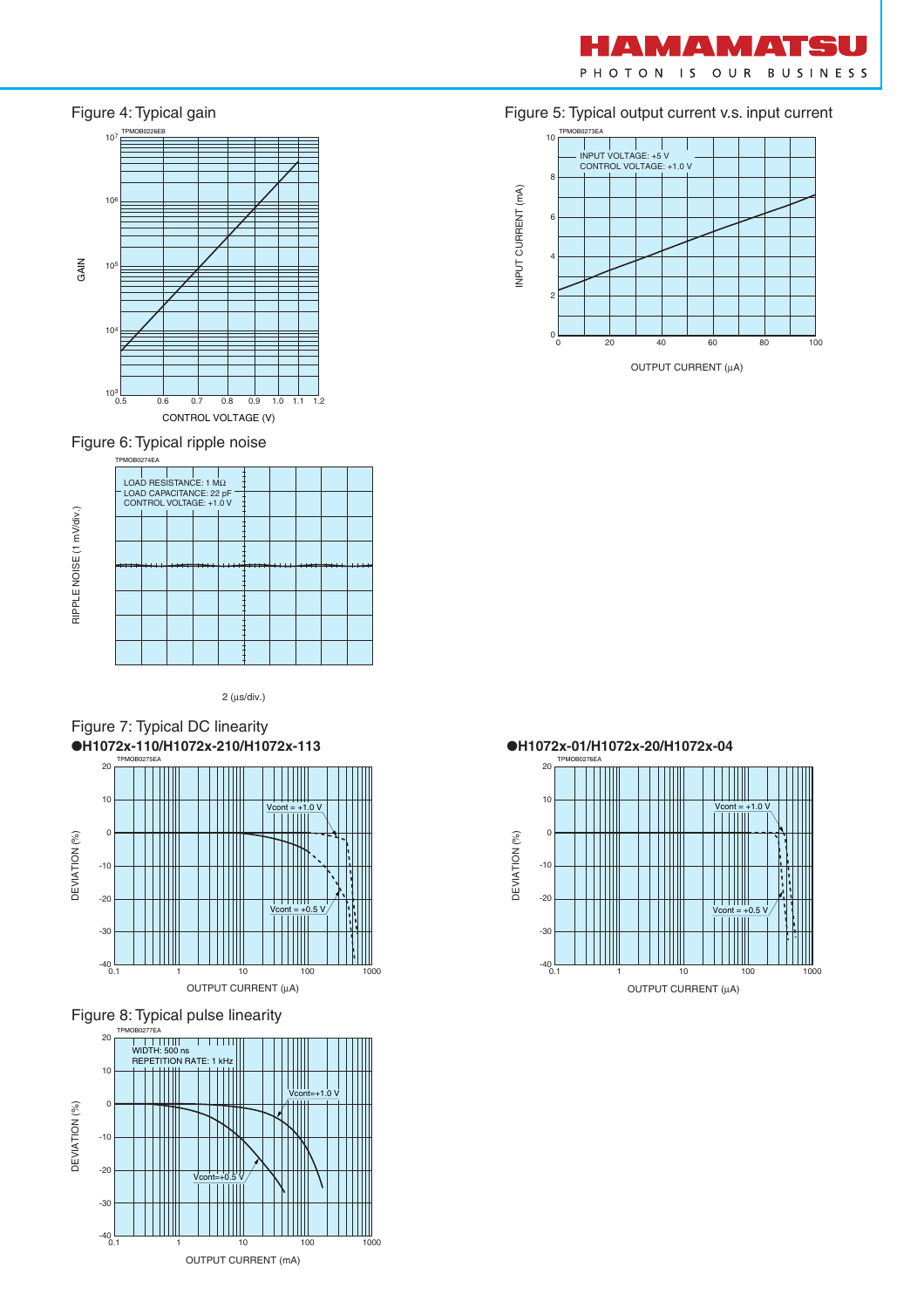Figure 4: Typical gain

Figure 5: Typical output current v.s. input current

Figure 6: Typical ripple noise

Figure 7: Typical DC linearity

●H1072x-110/H1072x-210/H1072x-113

●H1072x-01/H1072x-20/H1072x-04

Figure 8: Typical pulse linearity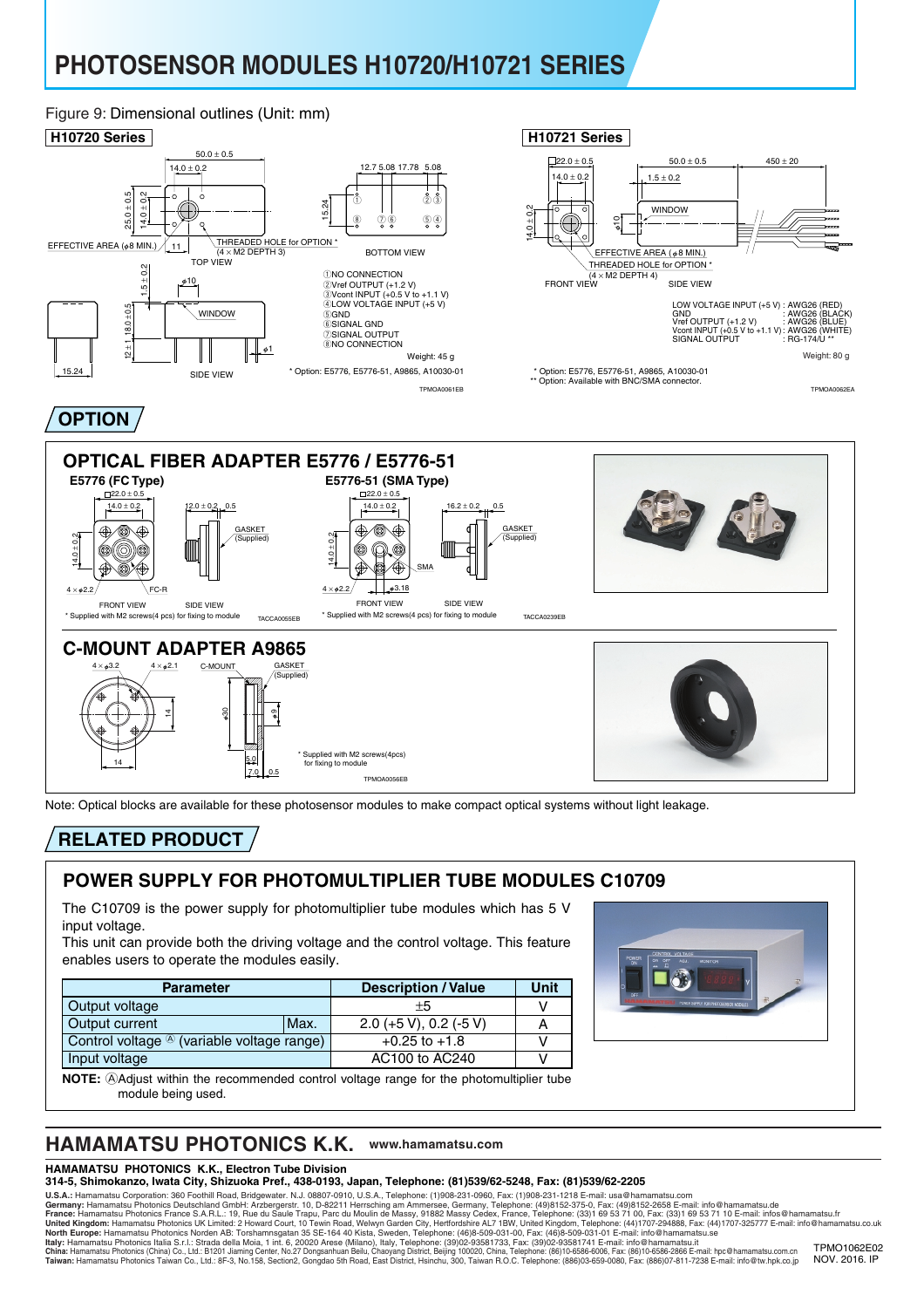# PHOTOSENSOR MODULES H10720/H10721 SERIES

Figure 9: Dimensional outlines (Unit: mm)

**H10720 Series**

50.0 ± 0.5
14.0 ± 0.2
25.0 ± 0.5
14.0 ± 0.2
EFFECTIVE AREA (ϕ8 MIN.)
11
THREADED HOLE for OPTION *
(4 × M2 DEPTH 3)
TOP VIEW

12.7 5.08 17.78 5.08
15.24
①②③⑧⑦⑥⑤④
BOTTOM VIEW

1.5 ± 0.2
ϕ10
WINDOW
18.0 ± 0.5
12 ± 1
ϕ1
15.24
SIDE VIEW

①NO CONNECTION
②Vref OUTPUT (+1.2 V)
③Vcont INPUT (+0.5 V to +1.1 V)
④LOW VOLTAGE INPUT (+5 V)
⑤GND
⑥SIGNAL GND
⑦SIGNAL OUTPUT
⑧NO CONNECTION

Weight: 45 g

* Option: E5776, E5776-51, A9865, A10030-01

TPMOA0061EB

**H10721 Series**

□22.0 ± 0.5
14.0 ± 0.2
14.0 ± 0.2
50.0 ± 0.5
1.5 ± 0.2
450 ± 20
ϕ10
WINDOW
EFFECTIVE AREA (ϕ8 MIN.)
THREADED HOLE for OPTION *
(4 × M2 DEPTH 4)
FRONT VIEW
SIDE VIEW

LOW VOLTAGE INPUT (+5 V) : AWG26 (RED)
GND : AWG26 (BLACK)
Vref OUTPUT (+1.2 V) : AWG26 (BLUE)
Vcont INPUT (+0.5 V to +1.1 V): AWG26 (WHITE)
SIGNAL OUTPUT : RG-174/U **

Weight: 80 g

* Option: E5776, E5776-51, A9865, A10030-01
** Option: Available with BNC/SMA connector.

TPMOA0062EA

## OPTION

### OPTICAL FIBER ADAPTER E5776 / E5776-51

**E5776 (FC Type)**

□22.0 ± 0.5
14.0 ± 0.2
14.0 ± 0.2
12.0 ± 0.2
0.5
GASKET (Supplied)
4 × ϕ2.2
FC-R
FRONT VIEW
SIDE VIEW
* Supplied with M2 screws(4 pcs) for fixing to module

TACCA0055EB

**E5776-51 (SMA Type)**

□22.0 ± 0.5
14.0 ± 0.2
14.0 ± 0.2
16.2 ± 0.2
0.5
GASKET (Supplied)
SMA
4 × ϕ2.2
ϕ3.18
FRONT VIEW
SIDE VIEW
* Supplied with M2 screws(4 pcs) for fixing to module

TACCA0239EB

### C-MOUNT ADAPTER A9865

4 × ϕ3.2
4 × ϕ2.1
C-MOUNT
GASKET (Supplied)
14
14
ϕ30
ϕ9
5.0
7.0
0.5
* Supplied with M2 screws(4pcs) for fixing to module

TPMOA0056EB

Note: Optical blocks are available for these photosensor modules to make compact optical systems without light leakage.

## RELATED PRODUCT

### POWER SUPPLY FOR PHOTOMULTIPLIER TUBE MODULES C10709

The C10709 is the power supply for photomultiplier tube modules which has 5 V input voltage.
This unit can provide both the driving voltage and the control voltage. This feature enables users to operate the modules easily.

| Parameter | | Description / Value | Unit |
|---|---|---|---|
| Output voltage | | ±5 | V |
| Output current | Max. | 2.0 (+5 V), 0.2 (-5 V) | A |
| Control voltage Ⓐ (variable voltage range) | | +0.25 to +1.8 | V |
| Input voltage | | AC100 to AC240 | V |

**NOTE:** ⒶAdjust within the recommended control voltage range for the photomultiplier tube module being used.

## HAMAMATSU PHOTONICS K.K. www.hamamatsu.com

**HAMAMATSU PHOTONICS K.K., Electron Tube Division**
**314-5, Shimokanzo, Iwata City, Shizuoka Pref., 438-0193, Japan, Telephone: (81)539/62-5248, Fax: (81)539/62-2205**

**U.S.A.:** Hamamatsu Corporation: 360 Foothill Road, Bridgewater. N.J. 08807-0910, U.S.A., Telephone: (1)908-231-0960, Fax: (1)908-231-1218 E-mail: usa@hamamatsu.com
**Germany:** Hamamatsu Photonics Deutschland GmbH: Arzbergerstr. 10, D-82211 Herrsching am Ammersee, Germany, Telephone: (49)8152-375-0, Fax: (49)8152-2658 E-mail: info@hamamatsu.de
**France:** Hamamatsu Photonics France S.A.R.L.: 19, Rue du Saule Trapu, Parc du Moulin de Massy, 91882 Massy Cedex, France, Telephone: (33)1 69 53 71 00, Fax: (33)1 69 53 71 10 E-mail: infos@hamamatsu.fr
**United Kingdom:** Hamamatsu Photonics UK Limited: 2 Howard Court, 10 Tewin Road, Welwyn Garden City, Hertfordshire AL7 1BW, United Kingdom, Telephone: (44)1707-294888, Fax: (44)1707-325777 E-mail: info@hamamatsu.co.uk
**North Europe:** Hamamatsu Photonics Norden AB: Torshamnsgatan 35 SE-164 40 Kista, Sweden, Telephone: (46)8-509-031-00, Fax: (46)8-509-031-01 E-mail: info@hamamatsu.se
**Italy:** Hamamatsu Photonics Italia S.r.l.: Strada della Moia, 1 int. 6, 20020 Arese (Milano), Italy, Telephone: (39)02-93581733, Fax: (39)02-93581741 E-mail: info@hamamatsu.it
**China:** Hamamatsu Photonics (China) Co., Ltd.: B1201 Jiaming Center, No.27 Dongsanhuan Beilu, Chaoyang District, Beijing 100020, China, Telephone: (86)10-6586-6006, Fax: (86)10-6586-2866 E-mail: hpc@hamamatsu.com.cn
**Taiwan:** Hamamatsu Photonics Taiwan Co., Ltd.: 8F-3, No.158, Section2, Gongdao 5th Road, East District, Hsinchu, 300, Taiwan R.O.C. Telephone: (886)03-659-0080, Fax: (886)07-811-7238 E-mail: info@tw.hpk.co.jp

TPMO1062E02
NOV. 2016. IP